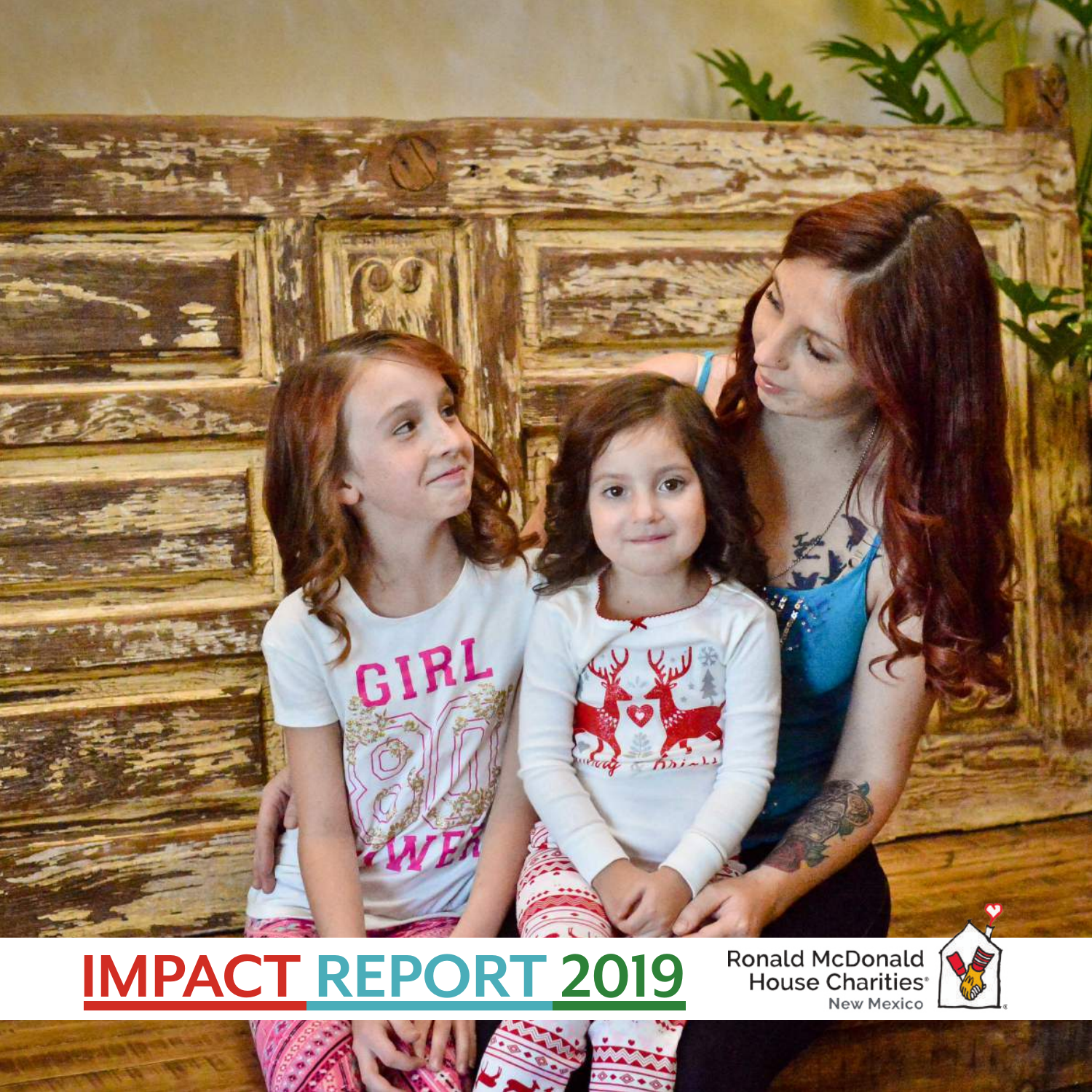# IMPACT REPORT 2019

Ronald McDonald House Charities®
New Mexico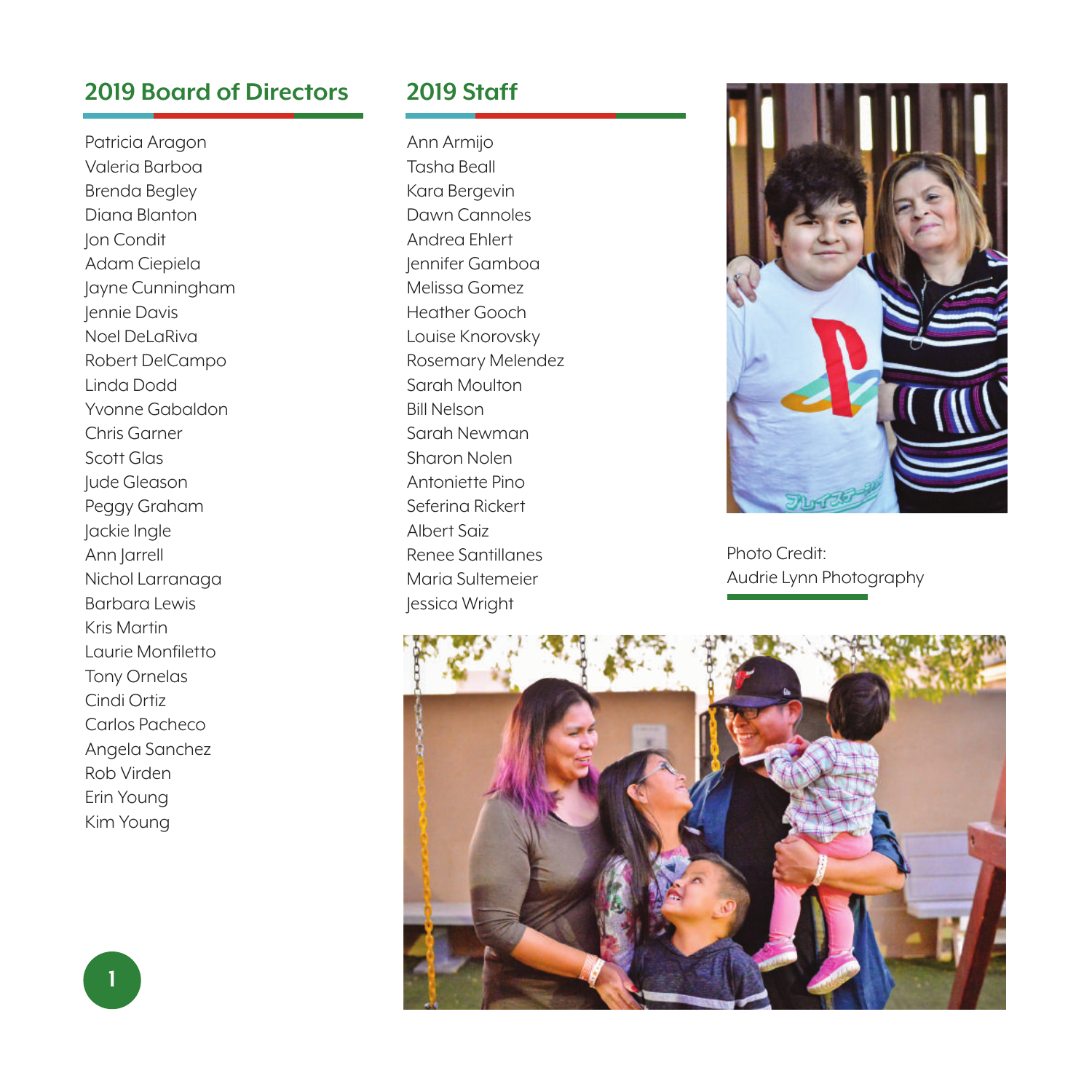## 2019 Board of Directors

Patricia Aragon
Valeria Barboa
Brenda Begley
Diana Blanton
Jon Condit
Adam Ciepiela
Jayne Cunningham
Jennie Davis
Noel DeLaRiva
Robert DelCampo
Linda Dodd
Yvonne Gabaldon
Chris Garner
Scott Glas
Jude Gleason
Peggy Graham
Jackie Ingle
Ann Jarrell
Nichol Larranaga
Barbara Lewis
Kris Martin
Laurie Monfiletto
Tony Ornelas
Cindi Ortiz
Carlos Pacheco
Angela Sanchez
Rob Virden
Erin Young
Kim Young

## 2019 Staff

Ann Armijo
Tasha Beall
Kara Bergevin
Dawn Cannoles
Andrea Ehlert
Jennifer Gamboa
Melissa Gomez
Heather Gooch
Louise Knorovsky
Rosemary Melendez
Sarah Moulton
Bill Nelson
Sarah Newman
Sharon Nolen
Antoniette Pino
Seferina Rickert
Albert Saiz
Renee Santillanes
Maria Sultemeier
Jessica Wright

Photo Credit:
Audrie Lynn Photography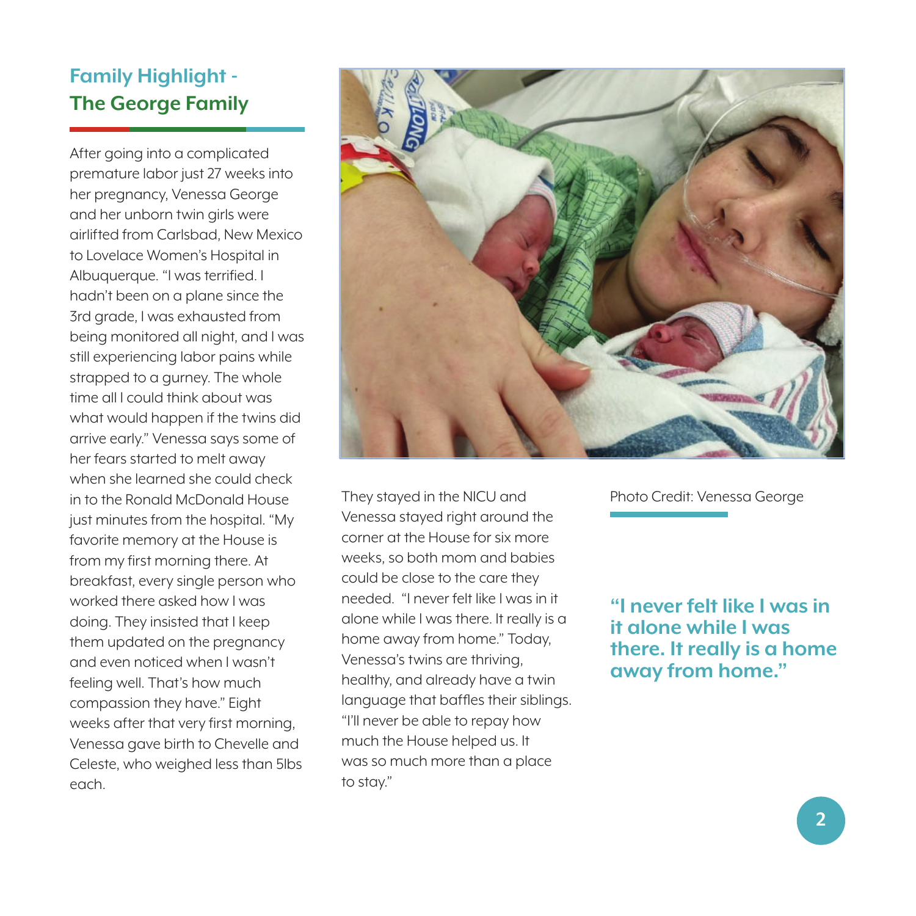## Family Highlight - The George Family

After going into a complicated premature labor just 27 weeks into her pregnancy, Venessa George and her unborn twin girls were airlifted from Carlsbad, New Mexico to Lovelace Women's Hospital in Albuquerque. "I was terrified. I hadn't been on a plane since the 3rd grade, I was exhausted from being monitored all night, and I was still experiencing labor pains while strapped to a gurney. The whole time all I could think about was what would happen if the twins did arrive early." Venessa says some of her fears started to melt away when she learned she could check in to the Ronald McDonald House just minutes from the hospital. "My favorite memory at the House is from my first morning there. At breakfast, every single person who worked there asked how I was doing. They insisted that I keep them updated on the pregnancy and even noticed when I wasn't feeling well. That's how much compassion they have." Eight weeks after that very first morning, Venessa gave birth to Chevelle and Celeste, who weighed less than 5lbs each.

They stayed in the NICU and Venessa stayed right around the corner at the House for six more weeks, so both mom and babies could be close to the care they needed. "I never felt like I was in it alone while I was there. It really is a home away from home." Today, Venessa's twins are thriving, healthy, and already have a twin language that baffles their siblings. "I'll never be able to repay how much the House helped us. It was so much more than a place to stay."

Photo Credit: Venessa George

**"I never felt like I was in it alone while I was there. It really is a home away from home."**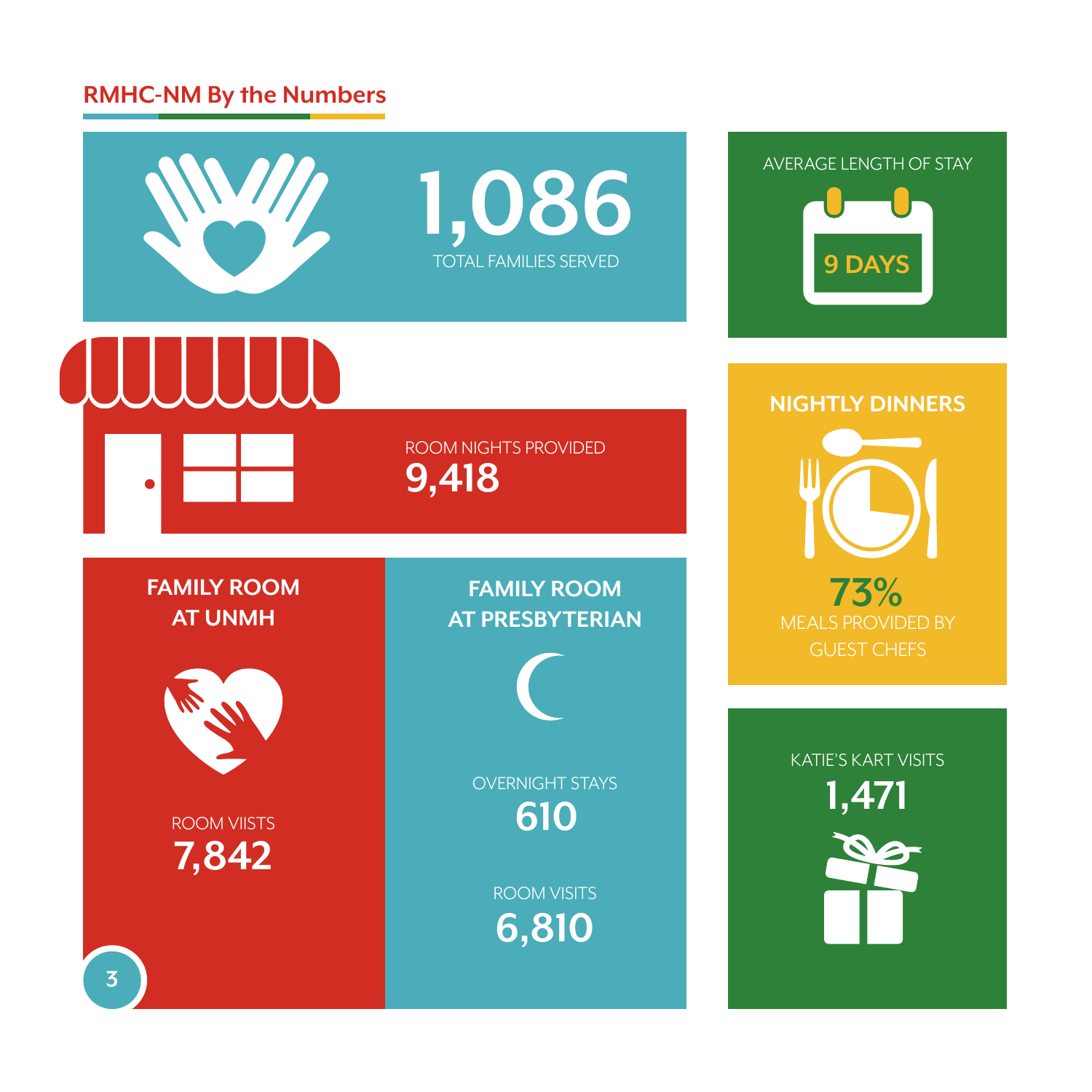## RMHC-NM By the Numbers

**1,086**
TOTAL FAMILIES SERVED

AVERAGE LENGTH OF STAY
**9 DAYS**

ROOM NIGHTS PROVIDED
**9,418**

### NIGHTLY DINNERS

**73%**
MEALS PROVIDED BY GUEST CHEFS

### FAMILY ROOM AT UNMH

ROOM VIISTS
**7,842**

### FAMILY ROOM AT PRESBYTERIAN

OVERNIGHT STAYS
**610**

ROOM VISITS
**6,810**

KATIE'S KART VISITS
**1,471**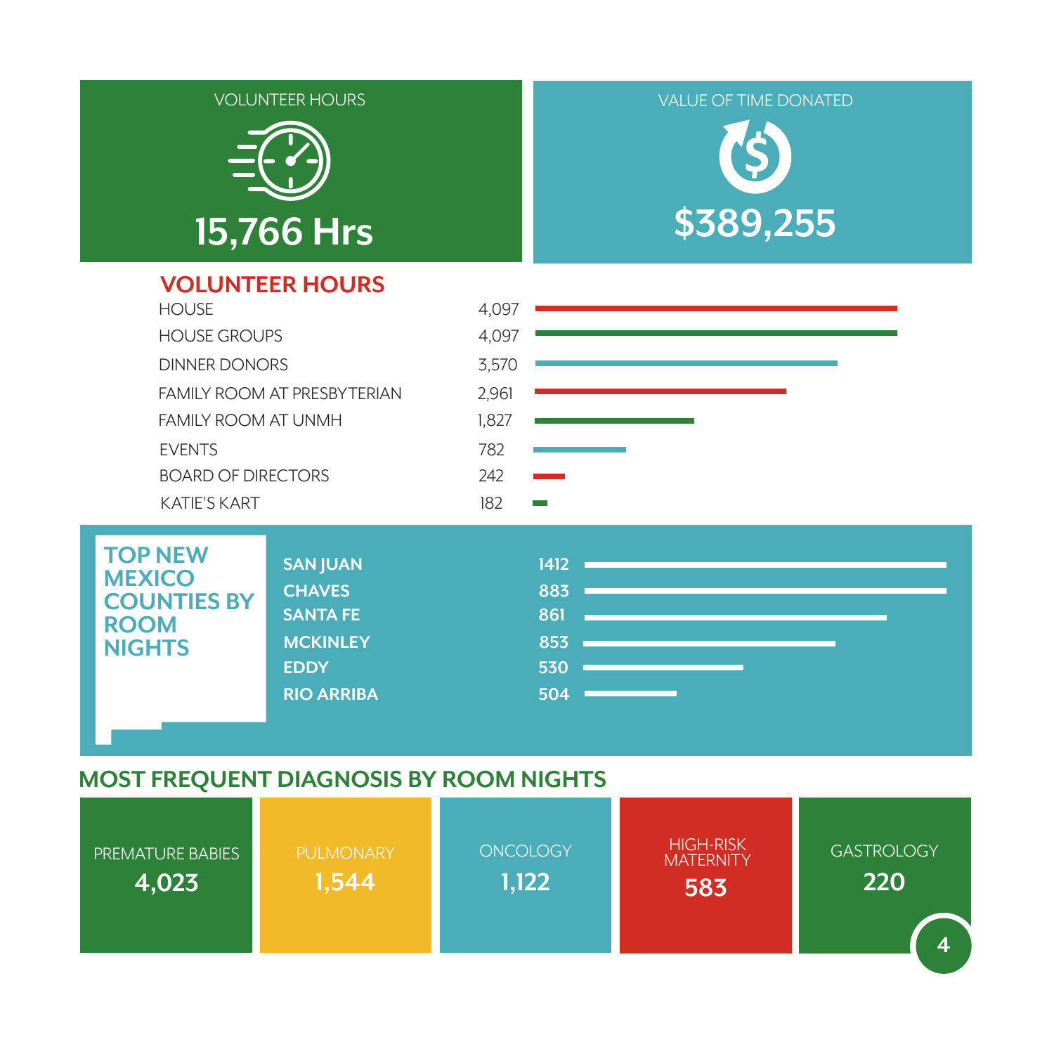VOLUNTEER HOURS

**15,766 Hrs**

VALUE OF TIME DONATED

**$389,255**

## VOLUNTEER HOURS

| | |
|---|---|
| HOUSE | 4,097 |
| HOUSE GROUPS | 4,097 |
| DINNER DONORS | 3,570 |
| FAMILY ROOM AT PRESBYTERIAN | 2,961 |
| FAMILY ROOM AT UNMH | 1,827 |
| EVENTS | 782 |
| BOARD OF DIRECTORS | 242 |
| KATIE'S KART | 182 |

## TOP NEW MEXICO COUNTIES BY ROOM NIGHTS

| | |
|---|---|
| SAN JUAN | 1412 |
| CHAVES | 883 |
| SANTA FE | 861 |
| MCKINLEY | 853 |
| EDDY | 530 |
| RIO ARRIBA | 504 |

## MOST FREQUENT DIAGNOSIS BY ROOM NIGHTS

| | |
|---|---|
| PREMATURE BABIES | 4,023 |
| PULMONARY | 1,544 |
| ONCOLOGY | 1,122 |
| HIGH-RISK MATERNITY | 583 |
| GASTROLOGY | 220 |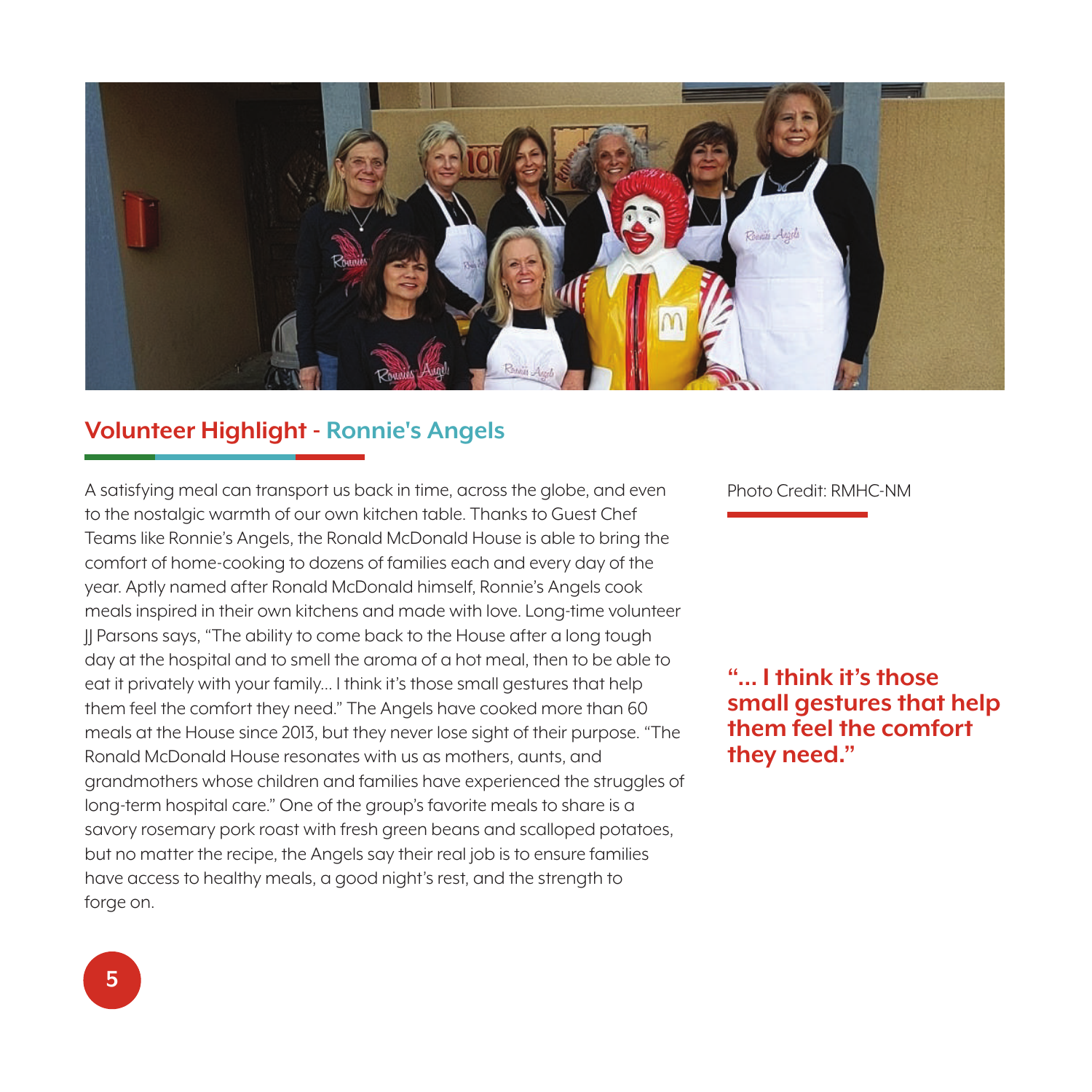## Volunteer Highlight - Ronnie's Angels

A satisfying meal can transport us back in time, across the globe, and even to the nostalgic warmth of our own kitchen table. Thanks to Guest Chef Teams like Ronnie's Angels, the Ronald McDonald House is able to bring the comfort of home-cooking to dozens of families each and every day of the year. Aptly named after Ronald McDonald himself, Ronnie's Angels cook meals inspired in their own kitchens and made with love. Long-time volunteer JJ Parsons says, "The ability to come back to the House after a long tough day at the hospital and to smell the aroma of a hot meal, then to be able to eat it privately with your family... I think it's those small gestures that help them feel the comfort they need." The Angels have cooked more than 60 meals at the House since 2013, but they never lose sight of their purpose. "The Ronald McDonald House resonates with us as mothers, aunts, and grandmothers whose children and families have experienced the struggles of long-term hospital care." One of the group's favorite meals to share is a savory rosemary pork roast with fresh green beans and scalloped potatoes, but no matter the recipe, the Angels say their real job is to ensure families have access to healthy meals, a good night's rest, and the strength to forge on.

Photo Credit: RMHC-NM

**"... I think it's those small gestures that help them feel the comfort they need."**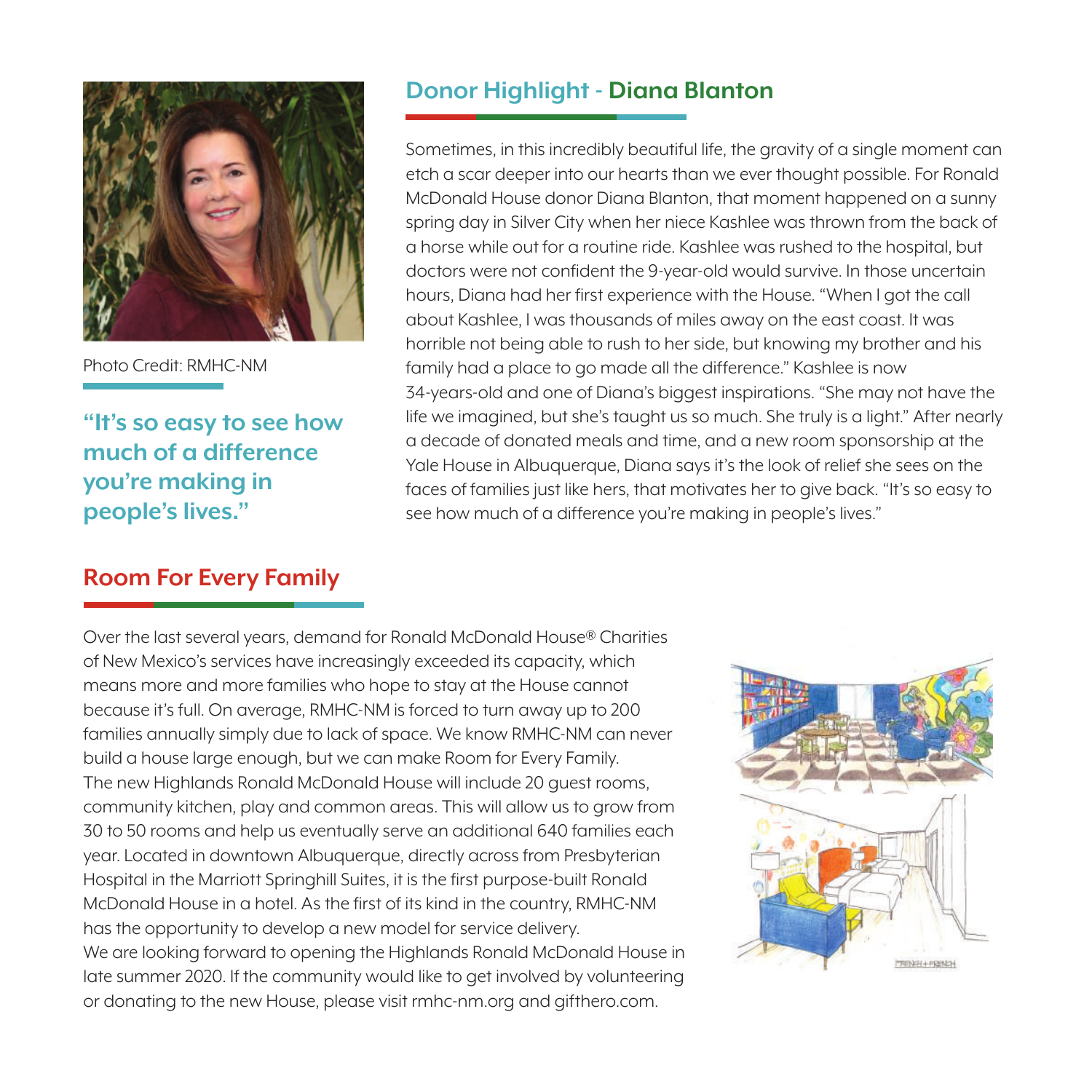Photo Credit: RMHC-NM

**"It's so easy to see how much of a difference you're making in people's lives."**

## Donor Highlight - Diana Blanton

Sometimes, in this incredibly beautiful life, the gravity of a single moment can etch a scar deeper into our hearts than we ever thought possible. For Ronald McDonald House donor Diana Blanton, that moment happened on a sunny spring day in Silver City when her niece Kashlee was thrown from the back of a horse while out for a routine ride. Kashlee was rushed to the hospital, but doctors were not confident the 9-year-old would survive. In those uncertain hours, Diana had her first experience with the House. "When I got the call about Kashlee, I was thousands of miles away on the east coast. It was horrible not being able to rush to her side, but knowing my brother and his family had a place to go made all the difference." Kashlee is now 34-years-old and one of Diana's biggest inspirations. "She may not have the life we imagined, but she's taught us so much. She truly is a light." After nearly a decade of donated meals and time, and a new room sponsorship at the Yale House in Albuquerque, Diana says it's the look of relief she sees on the faces of families just like hers, that motivates her to give back. "It's so easy to see how much of a difference you're making in people's lives."

## Room For Every Family

Over the last several years, demand for Ronald McDonald House® Charities of New Mexico's services have increasingly exceeded its capacity, which means more and more families who hope to stay at the House cannot because it's full. On average, RMHC-NM is forced to turn away up to 200 families annually simply due to lack of space. We know RMHC-NM can never build a house large enough, but we can make Room for Every Family. The new Highlands Ronald McDonald House will include 20 guest rooms, community kitchen, play and common areas. This will allow us to grow from 30 to 50 rooms and help us eventually serve an additional 640 families each year. Located in downtown Albuquerque, directly across from Presbyterian Hospital in the Marriott Springhill Suites, it is the first purpose-built Ronald McDonald House in a hotel. As the first of its kind in the country, RMHC-NM has the opportunity to develop a new model for service delivery. We are looking forward to opening the Highlands Ronald McDonald House in late summer 2020. If the community would like to get involved by volunteering or donating to the new House, please visit rmhc-nm.org and gifthero.com.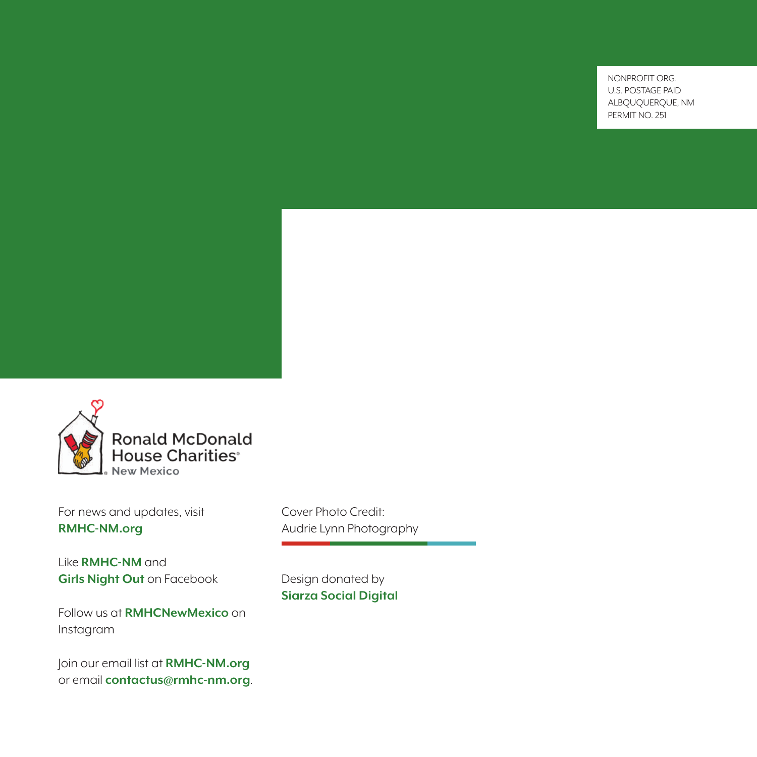NONPROFIT ORG.
U.S. POSTAGE PAID
ALBUQUERQUE, NM
PERMIT NO. 251

Ronald McDonald House Charities®
New Mexico

For news and updates, visit **RMHC-NM.org**

Like **RMHC-NM** and **Girls Night Out** on Facebook

Follow us at **RMHCNewMexico** on Instagram

Join our email list at **RMHC-NM.org** or email **contactus@rmhc-nm.org**.

Cover Photo Credit:
Audrie Lynn Photography

Design donated by
**Siarza Social Digital**